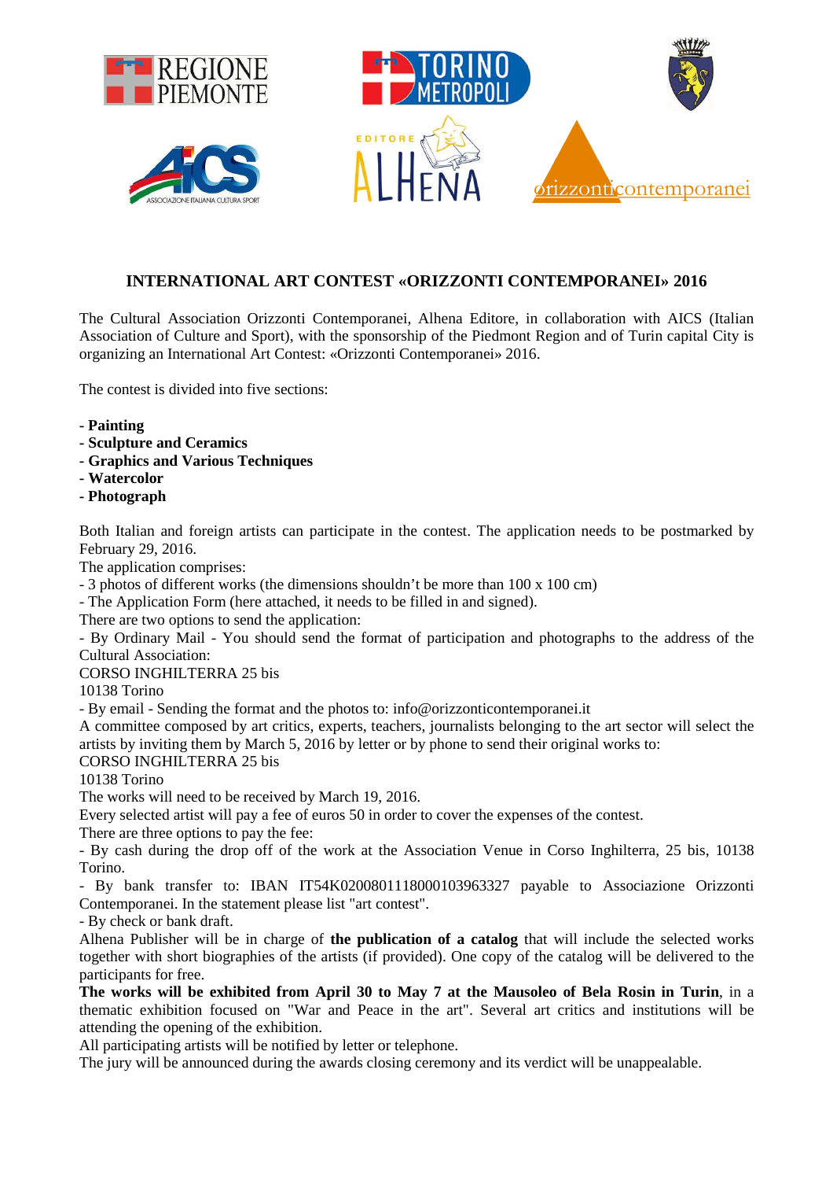## INTERNATIONAL ART CONTEST «ORIZZONTI CONTEMPORANEI» 2016

The Cultural Association Orizzonti Contemporanei, Alhena Editore, in collaboration with AICS (Italian Association of Culture and Sport), with the sponsorship of the Piedmont Region and of Turin capital City is organizing an International Art Contest: «Orizzonti Contemporanei» 2016.

The contest is divided into five sections:

- **Painting**
- **Sculpture and Ceramics**
- **Graphics and Various Techniques**
- **Watercolor**
- **Photograph**

Both Italian and foreign artists can participate in the contest. The application needs to be postmarked by February 29, 2016.
The application comprises:
- 3 photos of different works (the dimensions shouldn't be more than 100 x 100 cm)
- The Application Form (here attached, it needs to be filled in and signed).

There are two options to send the application:
- By Ordinary Mail - You should send the format of participation and photographs to the address of the Cultural Association:
CORSO INGHILTERRA 25 bis
10138 Torino
- By email - Sending the format and the photos to: info@orizzonticontemporanei.it

A committee composed by art critics, experts, teachers, journalists belonging to the art sector will select the artists by inviting them by March 5, 2016 by letter or by phone to send their original works to:
CORSO INGHILTERRA 25 bis
10138 Torino
The works will need to be received by March 19, 2016.
Every selected artist will pay a fee of euros 50 in order to cover the expenses of the contest.
There are three options to pay the fee:
- By cash during the drop off of the work at the Association Venue in Corso Inghilterra, 25 bis, 10138 Torino.
- By bank transfer to: IBAN IT54K0200801118000103963327 payable to Associazione Orizzonti Contemporanei. In the statement please list "art contest".
- By check or bank draft.

Alhena Publisher will be in charge of **the publication of a catalog** that will include the selected works together with short biographies of the artists (if provided). One copy of the catalog will be delivered to the participants for free.
**The works will be exhibited from April 30 to May 7 at the Mausoleo of Bela Rosin in Turin**, in a thematic exhibition focused on "War and Peace in the art". Several art critics and institutions will be attending the opening of the exhibition.
All participating artists will be notified by letter or telephone.
The jury will be announced during the awards closing ceremony and its verdict will be unappealable.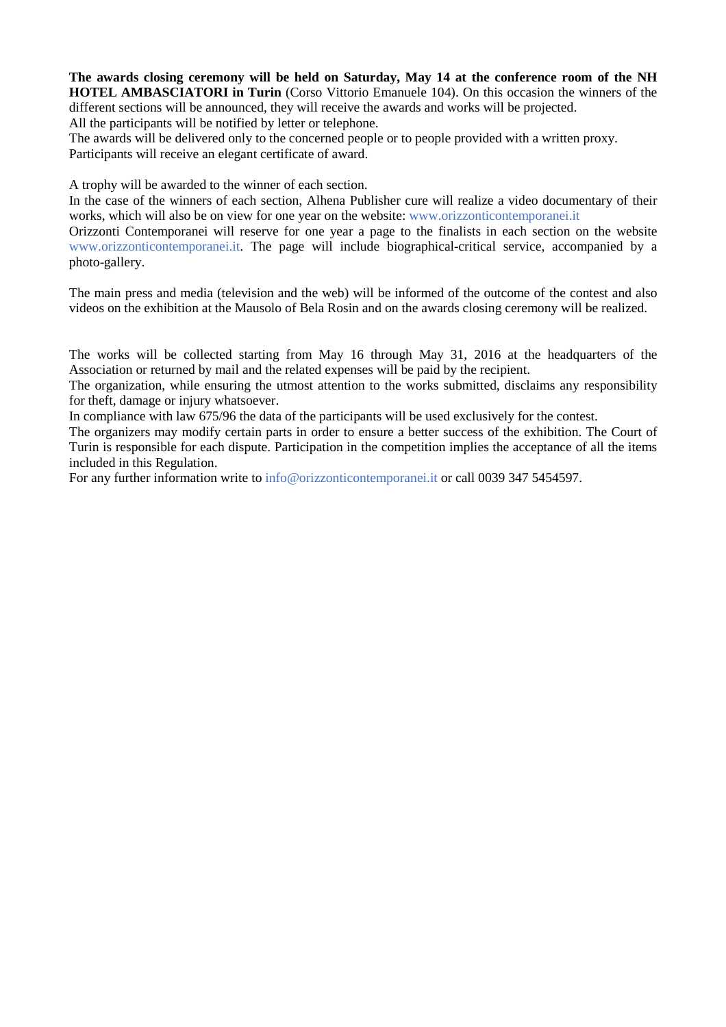**The awards closing ceremony will be held on Saturday, May 14 at the conference room of the NH HOTEL AMBASCIATORI in Turin** (Corso Vittorio Emanuele 104). On this occasion the winners of the different sections will be announced, they will receive the awards and works will be projected.
All the participants will be notified by letter or telephone.
The awards will be delivered only to the concerned people or to people provided with a written proxy.
Participants will receive an elegant certificate of award.

A trophy will be awarded to the winner of each section.
In the case of the winners of each section, Alhena Publisher cure will realize a video documentary of their works, which will also be on view for one year on the website: www.orizzonticontemporanei.it
Orizzonti Contemporanei will reserve for one year a page to the finalists in each section on the website www.orizzonticontemporanei.it. The page will include biographical-critical service, accompanied by a photo-gallery.

The main press and media (television and the web) will be informed of the outcome of the contest and also videos on the exhibition at the Mausolo of Bela Rosin and on the awards closing ceremony will be realized.

The works will be collected starting from May 16 through May 31, 2016 at the headquarters of the Association or returned by mail and the related expenses will be paid by the recipient.
The organization, while ensuring the utmost attention to the works submitted, disclaims any responsibility for theft, damage or injury whatsoever.
In compliance with law 675/96 the data of the participants will be used exclusively for the contest.
The organizers may modify certain parts in order to ensure a better success of the exhibition. The Court of Turin is responsible for each dispute. Participation in the competition implies the acceptance of all the items included in this Regulation.
For any further information write to info@orizzonticontemporanei.it or call 0039 347 5454597.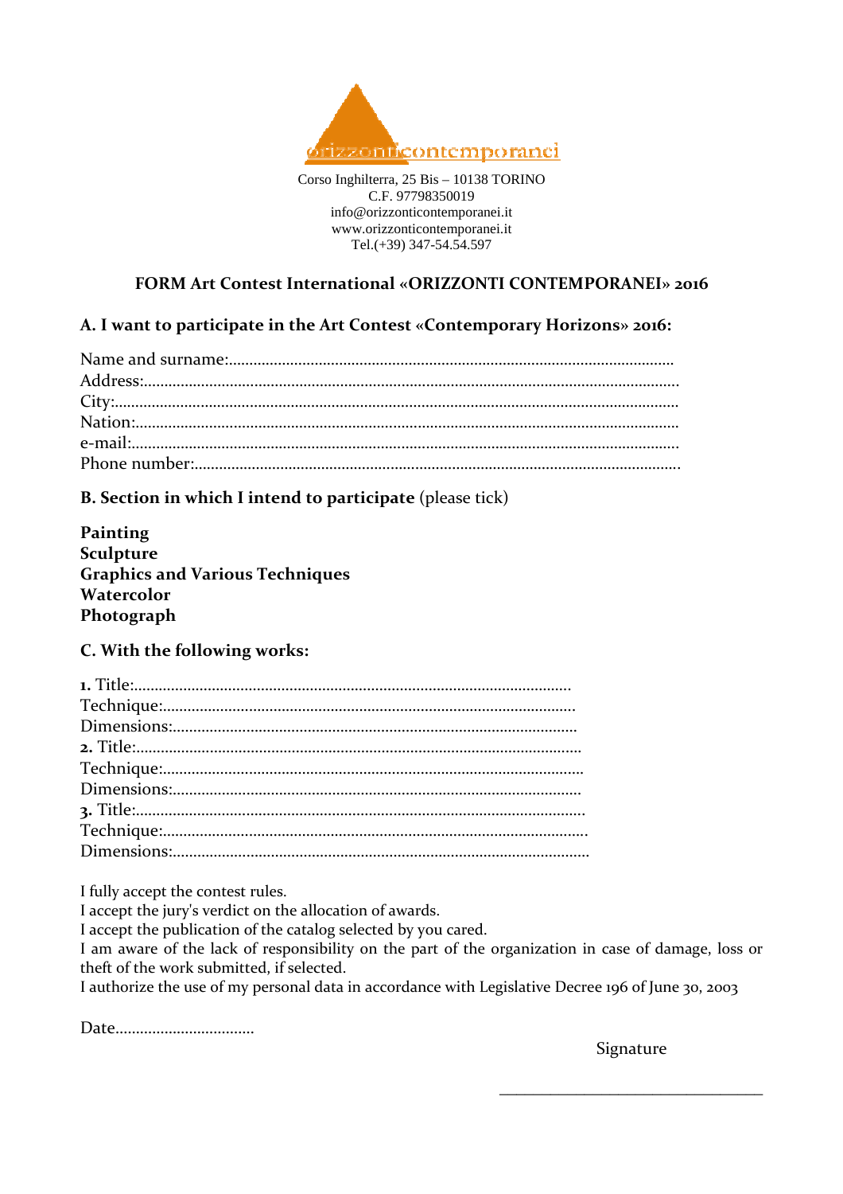orizzonticontemporanei

Corso Inghilterra, 25 Bis – 10138 TORINO
C.F. 97798350019
info@orizzonticontemporanei.it
www.orizzonticontemporanei.it
Tel.(+39) 347-54.54.597

## FORM Art Contest International «ORIZZONTI CONTEMPORANEI» 2016

### A. I want to participate in the Art Contest «Contemporary Horizons» 2016:

Name and surname:..........................................................................................................
Address:................................................................................................................................
City:.......................................................................................................................................
Nation:..................................................................................................................................
e-mail:...................................................................................................................................
Phone number:....................................................................................................................

### B. Section in which I intend to participate (please tick)

**Painting**
**Sculpture**
**Graphics and Various Techniques**
**Watercolor**
**Photograph**

### C. With the following works:

**1.** Title:........................................................................................................
Technique:..................................................................................................
Dimensions:................................................................................................
**2.** Title:.........................................................................................................
Technique:....................................................................................................
Dimensions:.................................................................................................
**3.** Title:...........................................................................................................
Technique:.....................................................................................................
Dimensions:...................................................................................................

I fully accept the contest rules.
I accept the jury's verdict on the allocation of awards.
I accept the publication of the catalog selected by you cared.
I am aware of the lack of responsibility on the part of the organization in case of damage, loss or theft of the work submitted, if selected.
I authorize the use of my personal data in accordance with Legislative Decree 196 of June 30, 2003

Date.................................

Signature

_________________________________